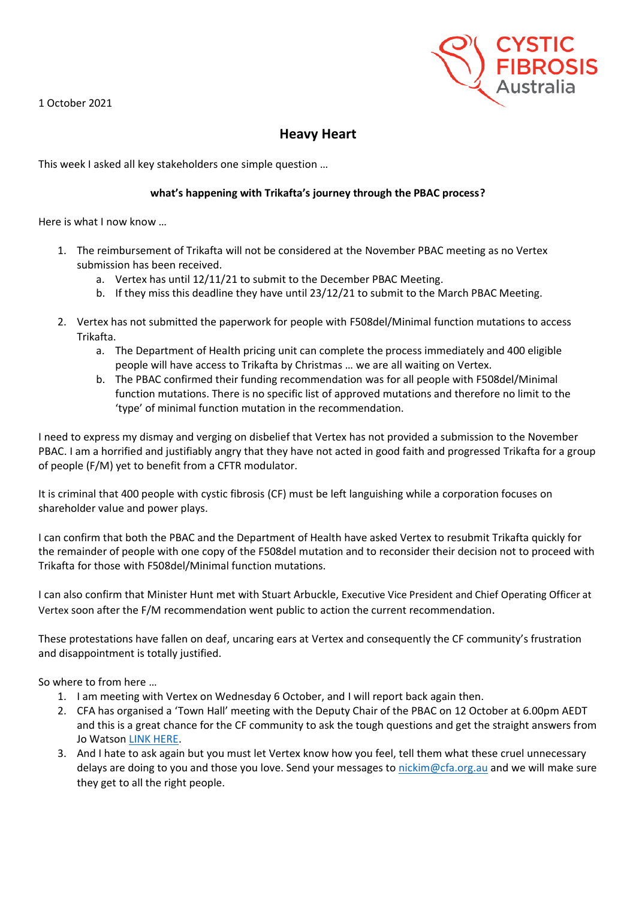1 October 2021

CYSTIC FIBROSIS Australia

## Heavy Heart

This week I asked all key stakeholders one simple question …

**what's happening with Trikafta's journey through the PBAC process?**

Here is what I now know …

1. The reimbursement of Trikafta will not be considered at the November PBAC meeting as no Vertex submission has been received.
   a. Vertex has until 12/11/21 to submit to the December PBAC Meeting.
   b. If they miss this deadline they have until 23/12/21 to submit to the March PBAC Meeting.

2. Vertex has not submitted the paperwork for people with F508del/Minimal function mutations to access Trikafta.
   a. The Department of Health pricing unit can complete the process immediately and 400 eligible people will have access to Trikafta by Christmas … we are all waiting on Vertex.
   b. The PBAC confirmed their funding recommendation was for all people with F508del/Minimal function mutations. There is no specific list of approved mutations and therefore no limit to the 'type' of minimal function mutation in the recommendation.

I need to express my dismay and verging on disbelief that Vertex has not provided a submission to the November PBAC. I am a horrified and justifiably angry that they have not acted in good faith and progressed Trikafta for a group of people (F/M) yet to benefit from a CFTR modulator.

It is criminal that 400 people with cystic fibrosis (CF) must be left languishing while a corporation focuses on shareholder value and power plays.

I can confirm that both the PBAC and the Department of Health have asked Vertex to resubmit Trikafta quickly for the remainder of people with one copy of the F508del mutation and to reconsider their decision not to proceed with Trikafta for those with F508del/Minimal function mutations.

I can also confirm that Minister Hunt met with Stuart Arbuckle, Executive Vice President and Chief Operating Officer at Vertex soon after the F/M recommendation went public to action the current recommendation.

These protestations have fallen on deaf, uncaring ears at Vertex and consequently the CF community's frustration and disappointment is totally justified.

So where to from here …

1. I am meeting with Vertex on Wednesday 6 October, and I will report back again then.
2. CFA has organised a 'Town Hall' meeting with the Deputy Chair of the PBAC on 12 October at 6.00pm AEDT and this is a great chance for the CF community to ask the tough questions and get the straight answers from Jo Watson LINK HERE.
3. And I hate to ask again but you must let Vertex know how you feel, tell them what these cruel unnecessary delays are doing to you and those you love. Send your messages to nickim@cfa.org.au and we will make sure they get to all the right people.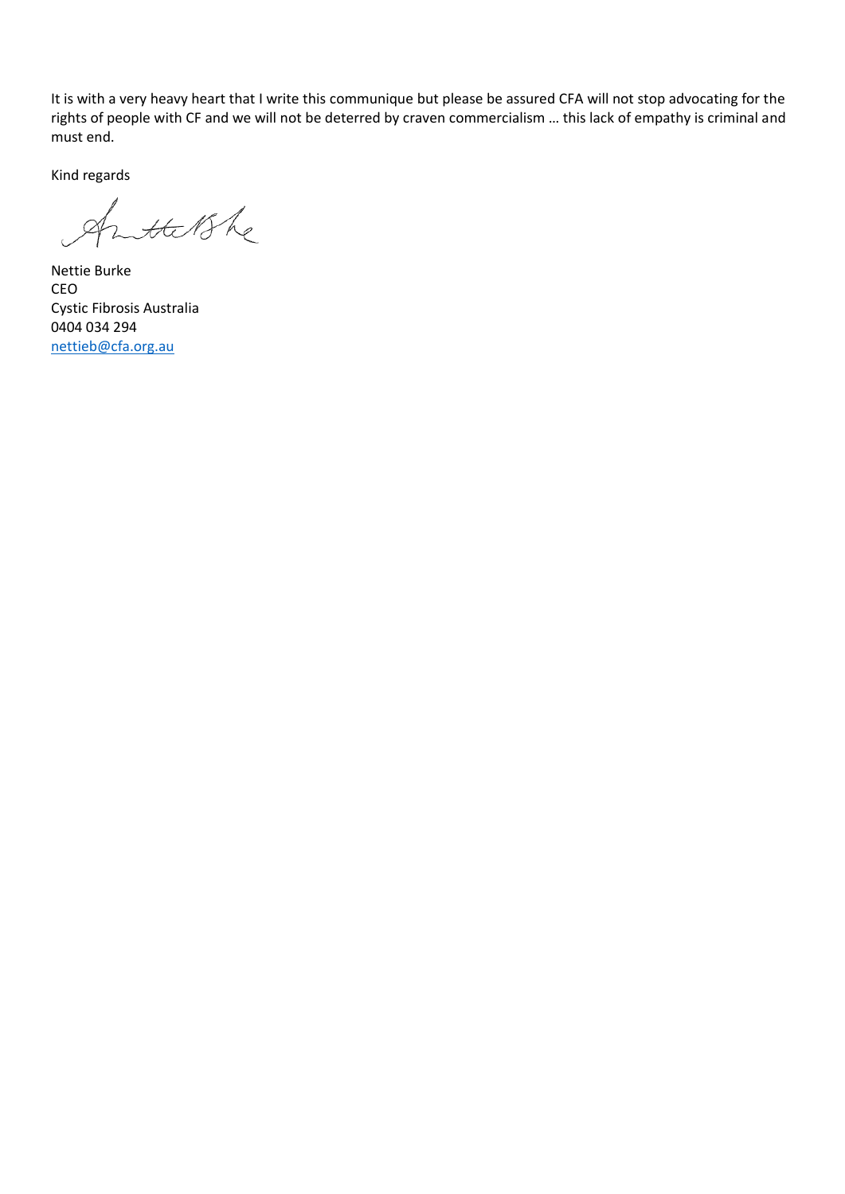It is with a very heavy heart that I write this communique but please be assured CFA will not stop advocating for the rights of people with CF and we will not be deterred by craven commercialism … this lack of empathy is criminal and must end.

Kind regards

Nettie Burke
CEO
Cystic Fibrosis Australia
0404 034 294
nettieb@cfa.org.au